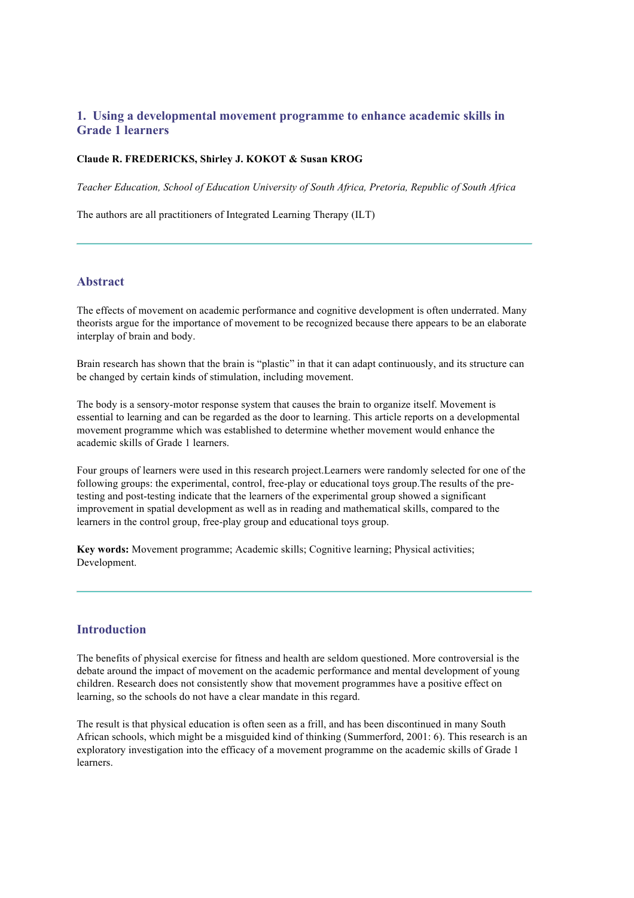# 1. Using a developmental movement programme to enhance academic skills in Grade 1 learners

**Claude R. FREDERICKS, Shirley J. KOKOT & Susan KROG**

*Teacher Education, School of Education University of South Africa, Pretoria, Republic of South Africa*

The authors are all practitioners of Integrated Learning Therapy (ILT)

---

## Abstract

The effects of movement on academic performance and cognitive development is often underrated. Many theorists argue for the importance of movement to be recognized because there appears to be an elaborate interplay of brain and body.

Brain research has shown that the brain is "plastic" in that it can adapt continuously, and its structure can be changed by certain kinds of stimulation, including movement.

The body is a sensory-motor response system that causes the brain to organize itself. Movement is essential to learning and can be regarded as the door to learning. This article reports on a developmental movement programme which was established to determine whether movement would enhance the academic skills of Grade 1 learners.

Four groups of learners were used in this research project.Learners were randomly selected for one of the following groups: the experimental, control, free-play or educational toys group.The results of the pre-testing and post-testing indicate that the learners of the experimental group showed a significant improvement in spatial development as well as in reading and mathematical skills, compared to the learners in the control group, free-play group and educational toys group.

**Key words:** Movement programme; Academic skills; Cognitive learning; Physical activities; Development.

---

## Introduction

The benefits of physical exercise for fitness and health are seldom questioned. More controversial is the debate around the impact of movement on the academic performance and mental development of young children. Research does not consistently show that movement programmes have a positive effect on learning, so the schools do not have a clear mandate in this regard.

The result is that physical education is often seen as a frill, and has been discontinued in many South African schools, which might be a misguided kind of thinking (Summerford, 2001: 6). This research is an exploratory investigation into the efficacy of a movement programme on the academic skills of Grade 1 learners.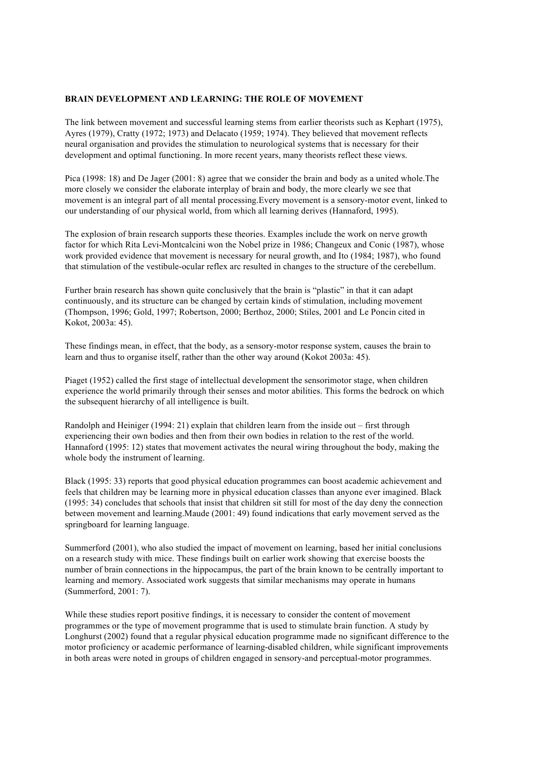**BRAIN DEVELOPMENT AND LEARNING: THE ROLE OF MOVEMENT**

The link between movement and successful learning stems from earlier theorists such as Kephart (1975), Ayres (1979), Cratty (1972; 1973) and Delacato (1959; 1974). They believed that movement reflects neural organisation and provides the stimulation to neurological systems that is necessary for their development and optimal functioning. In more recent years, many theorists reflect these views.

Pica (1998: 18) and De Jager (2001: 8) agree that we consider the brain and body as a united whole.The more closely we consider the elaborate interplay of brain and body, the more clearly we see that movement is an integral part of all mental processing.Every movement is a sensory-motor event, linked to our understanding of our physical world, from which all learning derives (Hannaford, 1995).

The explosion of brain research supports these theories. Examples include the work on nerve growth factor for which Rita Levi-Montcalcini won the Nobel prize in 1986; Changeux and Conic (1987), whose work provided evidence that movement is necessary for neural growth, and Ito (1984; 1987), who found that stimulation of the vestibule-ocular reflex arc resulted in changes to the structure of the cerebellum.

Further brain research has shown quite conclusively that the brain is "plastic" in that it can adapt continuously, and its structure can be changed by certain kinds of stimulation, including movement (Thompson, 1996; Gold, 1997; Robertson, 2000; Berthoz, 2000; Stiles, 2001 and Le Poncin cited in Kokot, 2003a: 45).

These findings mean, in effect, that the body, as a sensory-motor response system, causes the brain to learn and thus to organise itself, rather than the other way around (Kokot 2003a: 45).

Piaget (1952) called the first stage of intellectual development the sensorimotor stage, when children experience the world primarily through their senses and motor abilities. This forms the bedrock on which the subsequent hierarchy of all intelligence is built.

Randolph and Heiniger (1994: 21) explain that children learn from the inside out – first through experiencing their own bodies and then from their own bodies in relation to the rest of the world. Hannaford (1995: 12) states that movement activates the neural wiring throughout the body, making the whole body the instrument of learning.

Black (1995: 33) reports that good physical education programmes can boost academic achievement and feels that children may be learning more in physical education classes than anyone ever imagined. Black (1995: 34) concludes that schools that insist that children sit still for most of the day deny the connection between movement and learning.Maude (2001: 49) found indications that early movement served as the springboard for learning language.

Summerford (2001), who also studied the impact of movement on learning, based her initial conclusions on a research study with mice. These findings built on earlier work showing that exercise boosts the number of brain connections in the hippocampus, the part of the brain known to be centrally important to learning and memory. Associated work suggests that similar mechanisms may operate in humans (Summerford, 2001: 7).

While these studies report positive findings, it is necessary to consider the content of movement programmes or the type of movement programme that is used to stimulate brain function. A study by Longhurst (2002) found that a regular physical education programme made no significant difference to the motor proficiency or academic performance of learning-disabled children, while significant improvements in both areas were noted in groups of children engaged in sensory-and perceptual-motor programmes.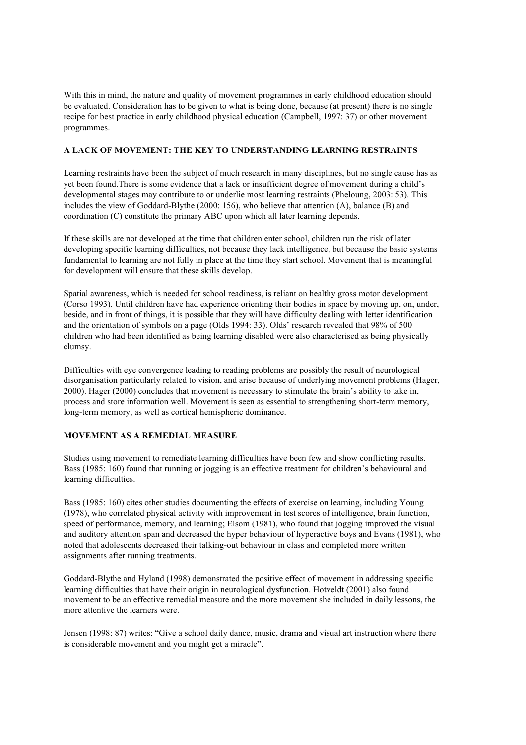With this in mind, the nature and quality of movement programmes in early childhood education should be evaluated. Consideration has to be given to what is being done, because (at present) there is no single recipe for best practice in early childhood physical education (Campbell, 1997: 37) or other movement programmes.

## A LACK OF MOVEMENT: THE KEY TO UNDERSTANDING LEARNING RESTRAINTS

Learning restraints have been the subject of much research in many disciplines, but no single cause has as yet been found.There is some evidence that a lack or insufficient degree of movement during a child's developmental stages may contribute to or underlie most learning restraints (Pheloung, 2003: 53). This includes the view of Goddard-Blythe (2000: 156), who believe that attention (A), balance (B) and coordination (C) constitute the primary ABC upon which all later learning depends.

If these skills are not developed at the time that children enter school, children run the risk of later developing specific learning difficulties, not because they lack intelligence, but because the basic systems fundamental to learning are not fully in place at the time they start school. Movement that is meaningful for development will ensure that these skills develop.

Spatial awareness, which is needed for school readiness, is reliant on healthy gross motor development (Corso 1993). Until children have had experience orienting their bodies in space by moving up, on, under, beside, and in front of things, it is possible that they will have difficulty dealing with letter identification and the orientation of symbols on a page (Olds 1994: 33). Olds' research revealed that 98% of 500 children who had been identified as being learning disabled were also characterised as being physically clumsy.

Difficulties with eye convergence leading to reading problems are possibly the result of neurological disorganisation particularly related to vision, and arise because of underlying movement problems (Hager, 2000). Hager (2000) concludes that movement is necessary to stimulate the brain's ability to take in, process and store information well. Movement is seen as essential to strengthening short-term memory, long-term memory, as well as cortical hemispheric dominance.

## MOVEMENT AS A REMEDIAL MEASURE

Studies using movement to remediate learning difficulties have been few and show conflicting results. Bass (1985: 160) found that running or jogging is an effective treatment for children's behavioural and learning difficulties.

Bass (1985: 160) cites other studies documenting the effects of exercise on learning, including Young (1978), who correlated physical activity with improvement in test scores of intelligence, brain function, speed of performance, memory, and learning; Elsom (1981), who found that jogging improved the visual and auditory attention span and decreased the hyper behaviour of hyperactive boys and Evans (1981), who noted that adolescents decreased their talking-out behaviour in class and completed more written assignments after running treatments.

Goddard-Blythe and Hyland (1998) demonstrated the positive effect of movement in addressing specific learning difficulties that have their origin in neurological dysfunction. Hotveldt (2001) also found movement to be an effective remedial measure and the more movement she included in daily lessons, the more attentive the learners were.

Jensen (1998: 87) writes: "Give a school daily dance, music, drama and visual art instruction where there is considerable movement and you might get a miracle".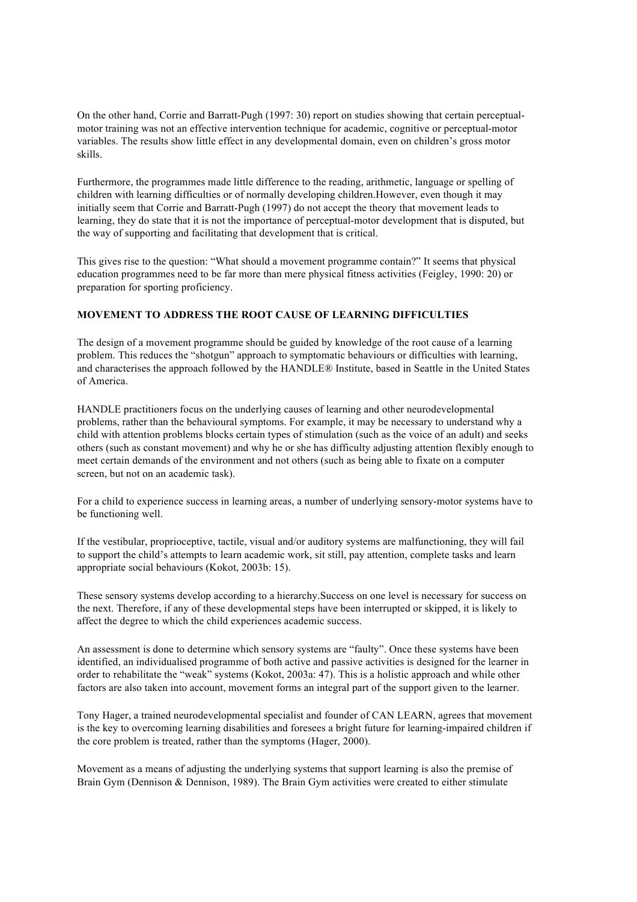On the other hand, Corrie and Barratt-Pugh (1997: 30) report on studies showing that certain perceptual-motor training was not an effective intervention technique for academic, cognitive or perceptual-motor variables. The results show little effect in any developmental domain, even on children's gross motor skills.

Furthermore, the programmes made little difference to the reading, arithmetic, language or spelling of children with learning difficulties or of normally developing children.However, even though it may initially seem that Corrie and Barratt-Pugh (1997) do not accept the theory that movement leads to learning, they do state that it is not the importance of perceptual-motor development that is disputed, but the way of supporting and facilitating that development that is critical.

This gives rise to the question: "What should a movement programme contain?" It seems that physical education programmes need to be far more than mere physical fitness activities (Feigley, 1990: 20) or preparation for sporting proficiency.

**MOVEMENT TO ADDRESS THE ROOT CAUSE OF LEARNING DIFFICULTIES**

The design of a movement programme should be guided by knowledge of the root cause of a learning problem. This reduces the "shotgun" approach to symptomatic behaviours or difficulties with learning, and characterises the approach followed by the HANDLE® Institute, based in Seattle in the United States of America.

HANDLE practitioners focus on the underlying causes of learning and other neurodevelopmental problems, rather than the behavioural symptoms. For example, it may be necessary to understand why a child with attention problems blocks certain types of stimulation (such as the voice of an adult) and seeks others (such as constant movement) and why he or she has difficulty adjusting attention flexibly enough to meet certain demands of the environment and not others (such as being able to fixate on a computer screen, but not on an academic task).

For a child to experience success in learning areas, a number of underlying sensory-motor systems have to be functioning well.

If the vestibular, proprioceptive, tactile, visual and/or auditory systems are malfunctioning, they will fail to support the child's attempts to learn academic work, sit still, pay attention, complete tasks and learn appropriate social behaviours (Kokot, 2003b: 15).

These sensory systems develop according to a hierarchy.Success on one level is necessary for success on the next. Therefore, if any of these developmental steps have been interrupted or skipped, it is likely to affect the degree to which the child experiences academic success.

An assessment is done to determine which sensory systems are "faulty". Once these systems have been identified, an individualised programme of both active and passive activities is designed for the learner in order to rehabilitate the "weak" systems (Kokot, 2003a: 47). This is a holistic approach and while other factors are also taken into account, movement forms an integral part of the support given to the learner.

Tony Hager, a trained neurodevelopmental specialist and founder of CAN LEARN, agrees that movement is the key to overcoming learning disabilities and foresees a bright future for learning-impaired children if the core problem is treated, rather than the symptoms (Hager, 2000).

Movement as a means of adjusting the underlying systems that support learning is also the premise of Brain Gym (Dennison & Dennison, 1989). The Brain Gym activities were created to either stimulate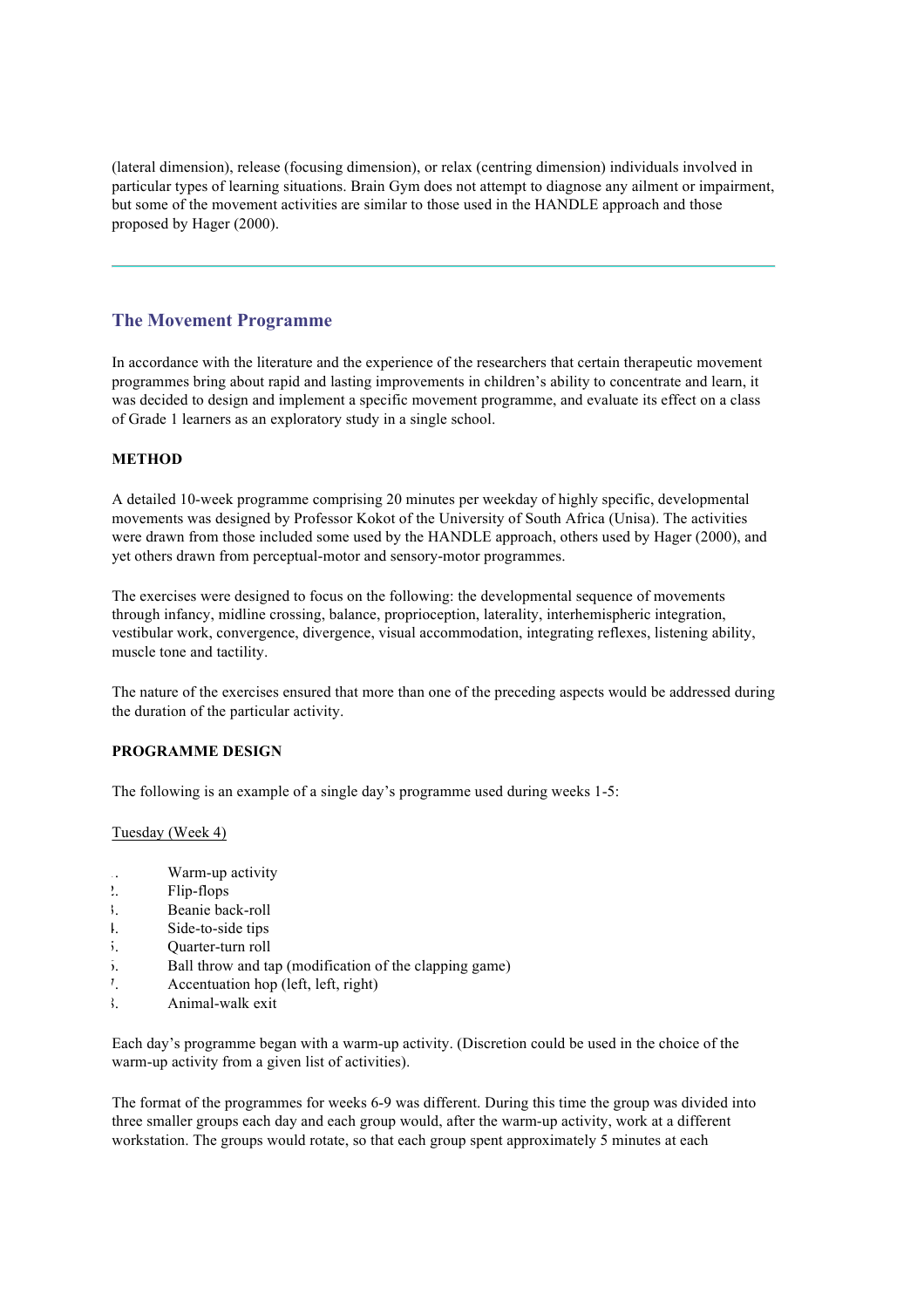(lateral dimension), release (focusing dimension), or relax (centring dimension) individuals involved in particular types of learning situations. Brain Gym does not attempt to diagnose any ailment or impairment, but some of the movement activities are similar to those used in the HANDLE approach and those proposed by Hager (2000).

---

## The Movement Programme

In accordance with the literature and the experience of the researchers that certain therapeutic movement programmes bring about rapid and lasting improvements in children's ability to concentrate and learn, it was decided to design and implement a specific movement programme, and evaluate its effect on a class of Grade 1 learners as an exploratory study in a single school.

**METHOD**

A detailed 10-week programme comprising 20 minutes per weekday of highly specific, developmental movements was designed by Professor Kokot of the University of South Africa (Unisa). The activities were drawn from those included some used by the HANDLE approach, others used by Hager (2000), and yet others drawn from perceptual-motor and sensory-motor programmes.

The exercises were designed to focus on the following: the developmental sequence of movements through infancy, midline crossing, balance, proprioception, laterality, interhemispheric integration, vestibular work, convergence, divergence, visual accommodation, integrating reflexes, listening ability, muscle tone and tactility.

The nature of the exercises ensured that more than one of the preceding aspects would be addressed during the duration of the particular activity.

**PROGRAMME DESIGN**

The following is an example of a single day's programme used during weeks 1-5:

<u>Tuesday (Week 4)</u>

1. Warm-up activity
2. Flip-flops
3. Beanie back-roll
4. Side-to-side tips
5. Quarter-turn roll
6. Ball throw and tap (modification of the clapping game)
7. Accentuation hop (left, left, right)
8. Animal-walk exit

Each day's programme began with a warm-up activity. (Discretion could be used in the choice of the warm-up activity from a given list of activities).

The format of the programmes for weeks 6-9 was different. During this time the group was divided into three smaller groups each day and each group would, after the warm-up activity, work at a different workstation. The groups would rotate, so that each group spent approximately 5 minutes at each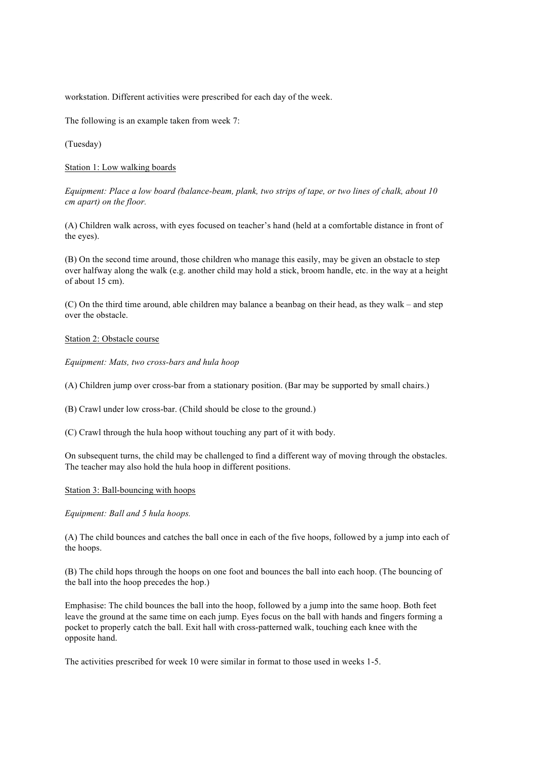workstation. Different activities were prescribed for each day of the week.

The following is an example taken from week 7:

(Tuesday)

<u>Station 1: Low walking boards</u>

*Equipment: Place a low board (balance-beam, plank, two strips of tape, or two lines of chalk, about 10 cm apart) on the floor.*

(A) Children walk across, with eyes focused on teacher's hand (held at a comfortable distance in front of the eyes).

(B) On the second time around, those children who manage this easily, may be given an obstacle to step over halfway along the walk (e.g. another child may hold a stick, broom handle, etc. in the way at a height of about 15 cm).

(C) On the third time around, able children may balance a beanbag on their head, as they walk – and step over the obstacle.

<u>Station 2: Obstacle course</u>

*Equipment: Mats, two cross-bars and hula hoop*

(A) Children jump over cross-bar from a stationary position. (Bar may be supported by small chairs.)

(B) Crawl under low cross-bar. (Child should be close to the ground.)

(C) Crawl through the hula hoop without touching any part of it with body.

On subsequent turns, the child may be challenged to find a different way of moving through the obstacles. The teacher may also hold the hula hoop in different positions.

<u>Station 3: Ball-bouncing with hoops</u>

*Equipment: Ball and 5 hula hoops.*

(A) The child bounces and catches the ball once in each of the five hoops, followed by a jump into each of the hoops.

(B) The child hops through the hoops on one foot and bounces the ball into each hoop. (The bouncing of the ball into the hoop precedes the hop.)

Emphasise: The child bounces the ball into the hoop, followed by a jump into the same hoop. Both feet leave the ground at the same time on each jump. Eyes focus on the ball with hands and fingers forming a pocket to properly catch the ball. Exit hall with cross-patterned walk, touching each knee with the opposite hand.

The activities prescribed for week 10 were similar in format to those used in weeks 1-5.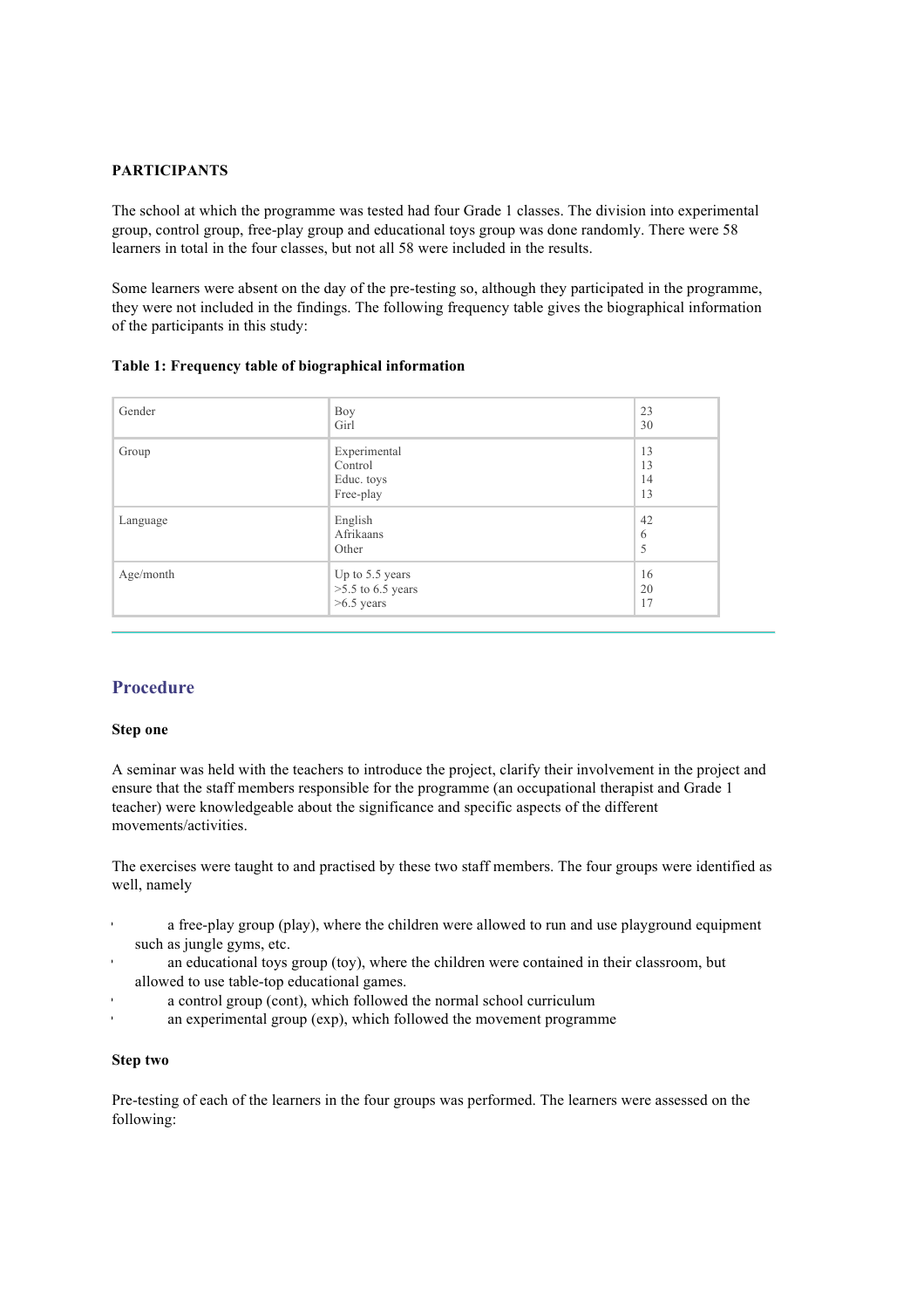**PARTICIPANTS**

The school at which the programme was tested had four Grade 1 classes. The division into experimental group, control group, free-play group and educational toys group was done randomly. There were 58 learners in total in the four classes, but not all 58 were included in the results.

Some learners were absent on the day of the pre-testing so, although they participated in the programme, they were not included in the findings. The following frequency table gives the biographical information of the participants in this study:

**Table 1: Frequency table of biographical information**

| | | |
|---|---|---|
| Gender | Boy<br>Girl | 23<br>30 |
| Group | Experimental<br>Control<br>Educ. toys<br>Free-play | 13<br>13<br>14<br>13 |
| Language | English<br>Afrikaans<br>Other | 42<br>6<br>5 |
| Age/month | Up to 5.5 years<br>>5.5 to 6.5 years<br>>6.5 years | 16<br>20<br>17 |

## Procedure

**Step one**

A seminar was held with the teachers to introduce the project, clarify their involvement in the project and ensure that the staff members responsible for the programme (an occupational therapist and Grade 1 teacher) were knowledgeable about the significance and specific aspects of the different movements/activities.

The exercises were taught to and practised by these two staff members. The four groups were identified as well, namely

- a free-play group (play), where the children were allowed to run and use playground equipment such as jungle gyms, etc.
- an educational toys group (toy), where the children were contained in their classroom, but allowed to use table-top educational games.
- a control group (cont), which followed the normal school curriculum
- an experimental group (exp), which followed the movement programme

**Step two**

Pre-testing of each of the learners in the four groups was performed. The learners were assessed on the following: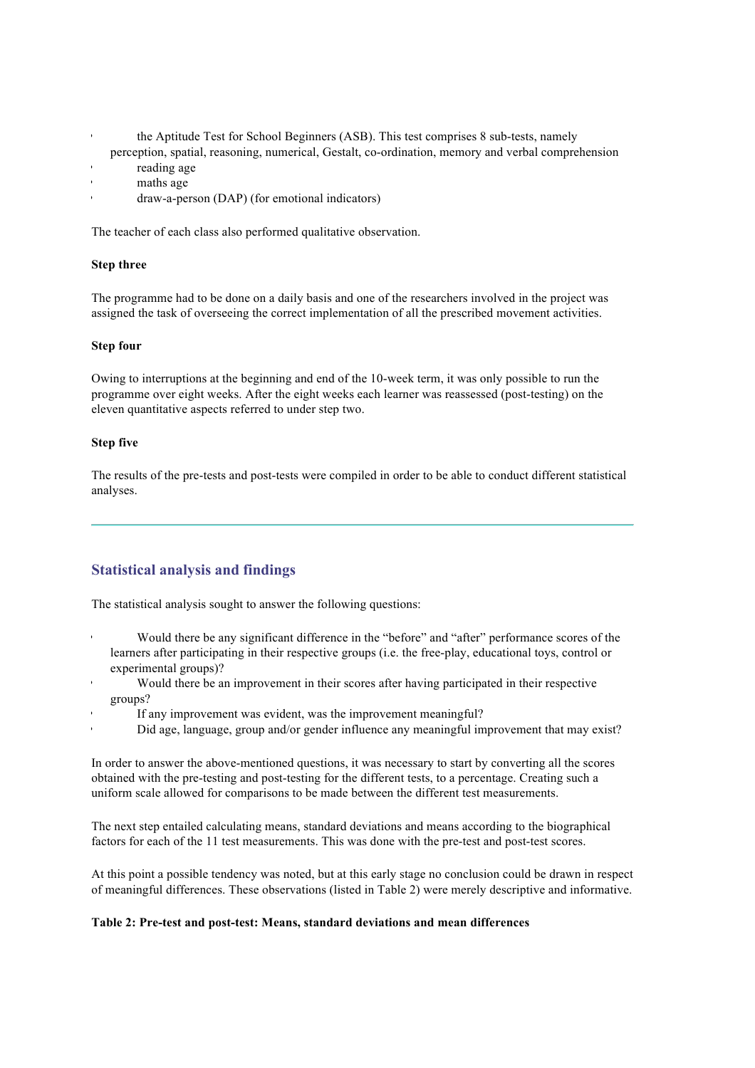- the Aptitude Test for School Beginners (ASB). This test comprises 8 sub-tests, namely perception, spatial, reasoning, numerical, Gestalt, co-ordination, memory and verbal comprehension
- reading age
- maths age
- draw-a-person (DAP) (for emotional indicators)

The teacher of each class also performed qualitative observation.

**Step three**

The programme had to be done on a daily basis and one of the researchers involved in the project was assigned the task of overseeing the correct implementation of all the prescribed movement activities.

**Step four**

Owing to interruptions at the beginning and end of the 10-week term, it was only possible to run the programme over eight weeks. After the eight weeks each learner was reassessed (post-testing) on the eleven quantitative aspects referred to under step two.

**Step five**

The results of the pre-tests and post-tests were compiled in order to be able to conduct different statistical analyses.

---

## Statistical analysis and findings

The statistical analysis sought to answer the following questions:

- Would there be any significant difference in the "before" and "after" performance scores of the learners after participating in their respective groups (i.e. the free-play, educational toys, control or experimental groups)?
- Would there be an improvement in their scores after having participated in their respective groups?
- If any improvement was evident, was the improvement meaningful?
- Did age, language, group and/or gender influence any meaningful improvement that may exist?

In order to answer the above-mentioned questions, it was necessary to start by converting all the scores obtained with the pre-testing and post-testing for the different tests, to a percentage. Creating such a uniform scale allowed for comparisons to be made between the different test measurements.

The next step entailed calculating means, standard deviations and means according to the biographical factors for each of the 11 test measurements. This was done with the pre-test and post-test scores.

At this point a possible tendency was noted, but at this early stage no conclusion could be drawn in respect of meaningful differences. These observations (listed in Table 2) were merely descriptive and informative.

**Table 2: Pre-test and post-test: Means, standard deviations and mean differences**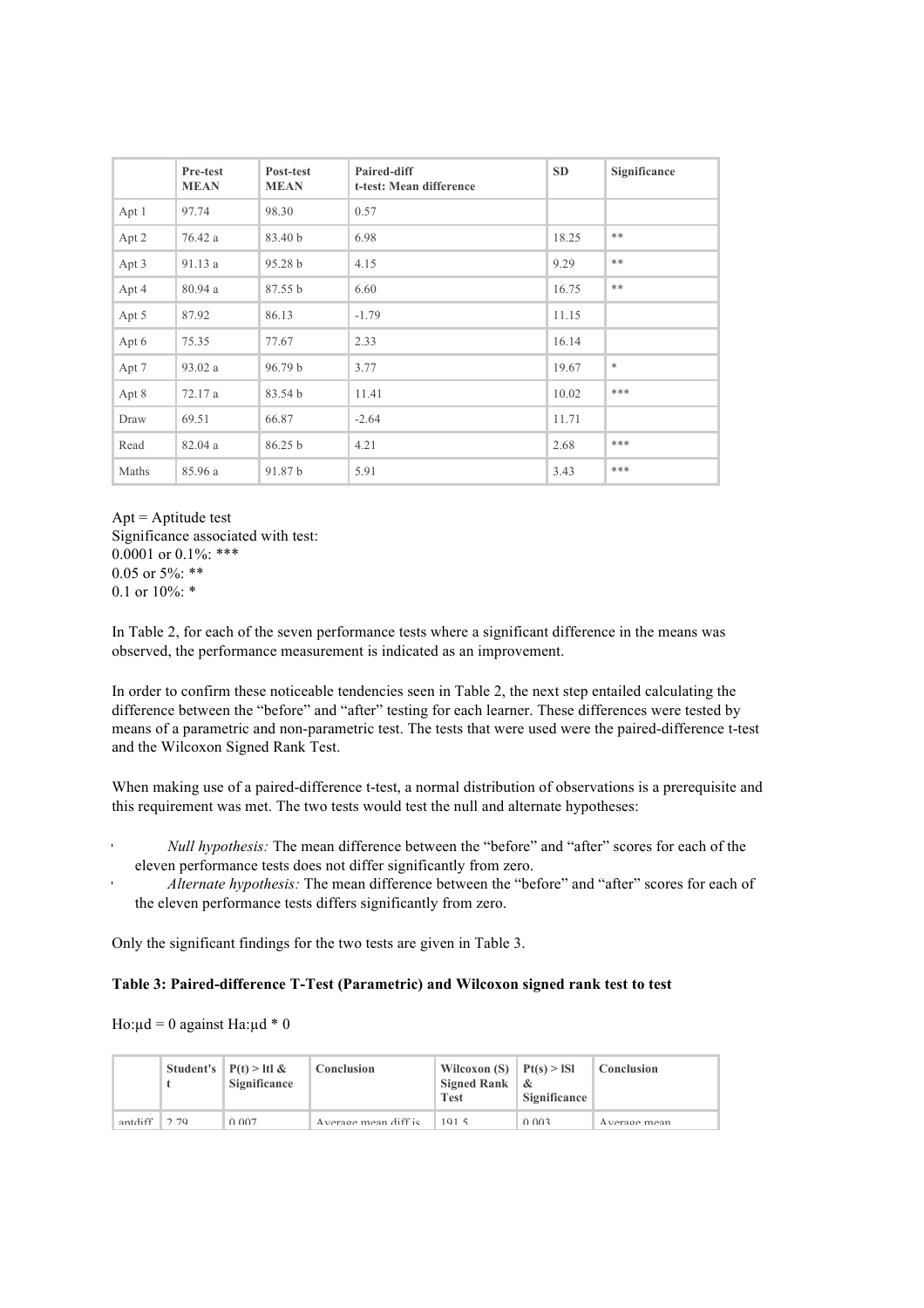|  | Pre-test MEAN | Post-test MEAN | Paired-diff t-test: Mean difference | SD | Significance |
| --- | --- | --- | --- | --- | --- |
| Apt 1 | 97.74 | 98.30 | 0.57 |  |  |
| Apt 2 | 76.42 a | 83.40 b | 6.98 | 18.25 | ** |
| Apt 3 | 91.13 a | 95.28 b | 4.15 | 9.29 | ** |
| Apt 4 | 80.94 a | 87.55 b | 6.60 | 16.75 | ** |
| Apt 5 | 87.92 | 86.13 | -1.79 | 11.15 |  |
| Apt 6 | 75.35 | 77.67 | 2.33 | 16.14 |  |
| Apt 7 | 93.02 a | 96.79 b | 3.77 | 19.67 | * |
| Apt 8 | 72.17 a | 83.54 b | 11.41 | 10.02 | *** |
| Draw | 69.51 | 66.87 | -2.64 | 11.71 |  |
| Read | 82.04 a | 86.25 b | 4.21 | 2.68 | *** |
| Maths | 85.96 a | 91.87 b | 5.91 | 3.43 | *** |

Apt = Aptitude test
Significance associated with test:
0.0001 or 0.1%: ***
0.05 or 5%: **
0.1 or 10%: *

In Table 2, for each of the seven performance tests where a significant difference in the means was observed, the performance measurement is indicated as an improvement.

In order to confirm these noticeable tendencies seen in Table 2, the next step entailed calculating the difference between the "before" and "after" testing for each learner. These differences were tested by means of a parametric and non-parametric test. The tests that were used were the paired-difference t-test and the Wilcoxon Signed Rank Test.

When making use of a paired-difference t-test, a normal distribution of observations is a prerequisite and this requirement was met. The two tests would test the null and alternate hypotheses:

- *Null hypothesis:* The mean difference between the "before" and "after" scores for each of the eleven performance tests does not differ significantly from zero.
- *Alternate hypothesis:* The mean difference between the "before" and "after" scores for each of the eleven performance tests differs significantly from zero.

Only the significant findings for the two tests are given in Table 3.

**Table 3: Paired-difference T-Test (Parametric) and Wilcoxon signed rank test to test**

Ho:µd = 0 against Ha:µd * 0

|  | Student's t | P(t) > \|t\| & Significance | Conclusion | Wilcoxon (S) Signed Rank Test | Pt(s) > \|S\| & Significance | Conclusion |
| --- | --- | --- | --- | --- | --- | --- |
| aptdiff | 2.79 | 0.007 | Average mean diff is | 191.5 | 0.003 | Average mean |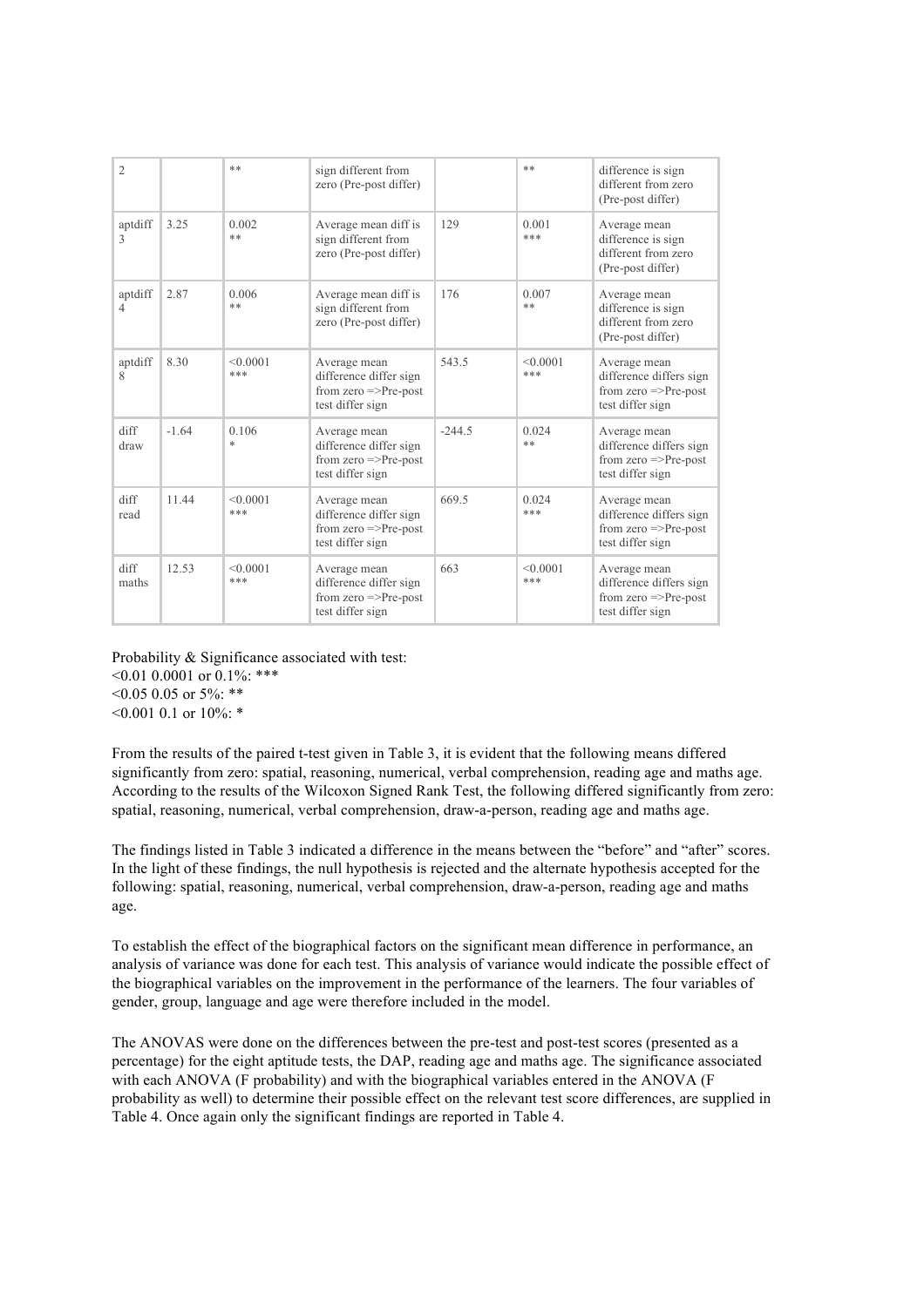| 2 | | ** | sign different from zero (Pre-post differ) | | ** | difference is sign different from zero (Pre-post differ) |
|---|---|---|---|---|---|---|
| aptdiff 3 | 3.25 | 0.002 ** | Average mean diff is sign different from zero (Pre-post differ) | 129 | 0.001 *** | Average mean difference is sign different from zero (Pre-post differ) |
| aptdiff 4 | 2.87 | 0.006 ** | Average mean diff is sign different from zero (Pre-post differ) | 176 | 0.007 ** | Average mean difference is sign different from zero (Pre-post differ) |
| aptdiff 8 | 8.30 | <0.0001 *** | Average mean difference differ sign from zero =>Pre-post test differ sign | 543.5 | <0.0001 *** | Average mean difference differs sign from zero =>Pre-post test differ sign |
| diff draw | -1.64 | 0.106 * | Average mean difference differ sign from zero =>Pre-post test differ sign | -244.5 | 0.024 ** | Average mean difference differs sign from zero =>Pre-post test differ sign |
| diff read | 11.44 | <0.0001 *** | Average mean difference differ sign from zero =>Pre-post test differ sign | 669.5 | 0.024 *** | Average mean difference differs sign from zero =>Pre-post test differ sign |
| diff maths | 12.53 | <0.0001 *** | Average mean difference differ sign from zero =>Pre-post test differ sign | 663 | <0.0001 *** | Average mean difference differs sign from zero =>Pre-post test differ sign |

Probability & Significance associated with test:
<0.01 0.0001 or 0.1%: ***
<0.05 0.05 or 5%: **
<0.001 0.1 or 10%: *

From the results of the paired t-test given in Table 3, it is evident that the following means differed significantly from zero: spatial, reasoning, numerical, verbal comprehension, reading age and maths age. According to the results of the Wilcoxon Signed Rank Test, the following differed significantly from zero: spatial, reasoning, numerical, verbal comprehension, draw-a-person, reading age and maths age.

The findings listed in Table 3 indicated a difference in the means between the "before" and "after" scores. In the light of these findings, the null hypothesis is rejected and the alternate hypothesis accepted for the following: spatial, reasoning, numerical, verbal comprehension, draw-a-person, reading age and maths age.

To establish the effect of the biographical factors on the significant mean difference in performance, an analysis of variance was done for each test. This analysis of variance would indicate the possible effect of the biographical variables on the improvement in the performance of the learners. The four variables of gender, group, language and age were therefore included in the model.

The ANOVAS were done on the differences between the pre-test and post-test scores (presented as a percentage) for the eight aptitude tests, the DAP, reading age and maths age. The significance associated with each ANOVA (F probability) and with the biographical variables entered in the ANOVA (F probability as well) to determine their possible effect on the relevant test score differences, are supplied in Table 4. Once again only the significant findings are reported in Table 4.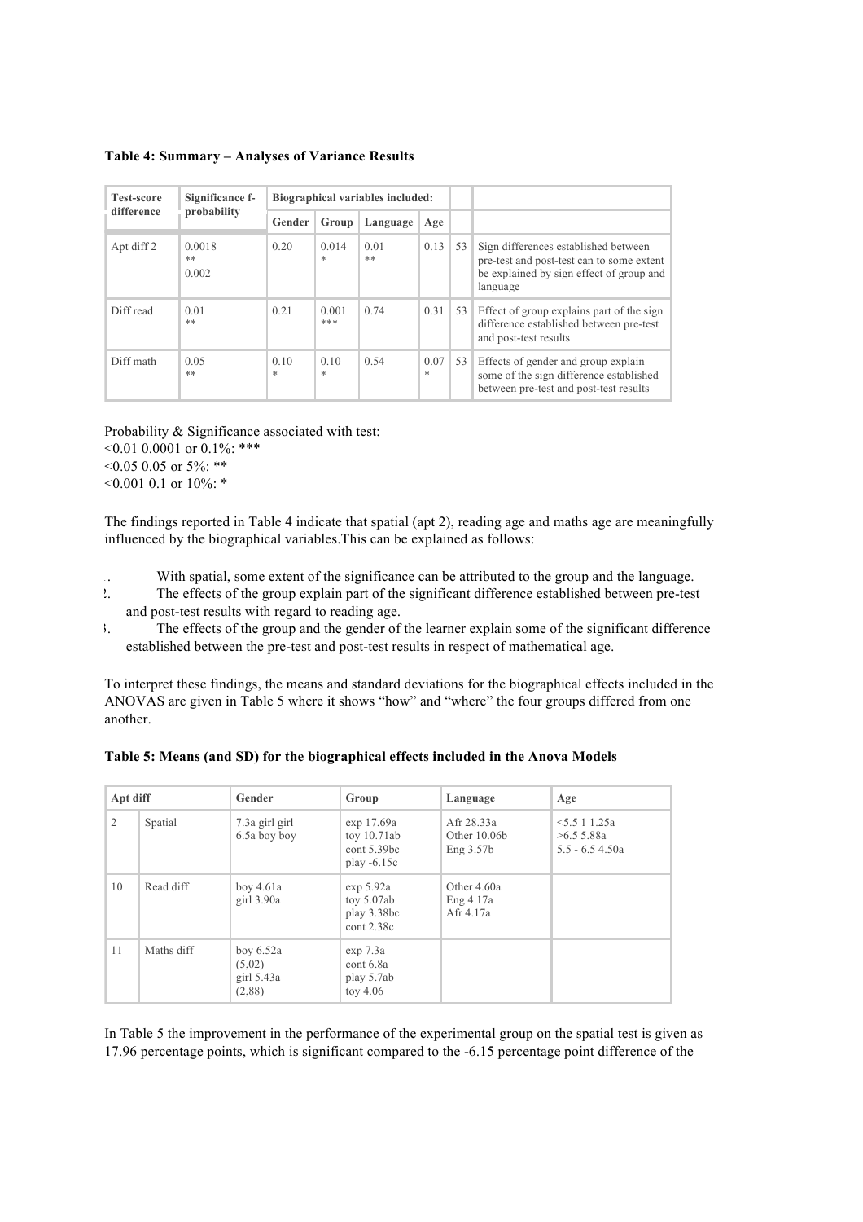**Table 4: Summary – Analyses of Variance Results**

| Test-score difference | Significance f-probability | Biographical variables included: | | | | | |
|---|---|---|---|---|---|---|---|
| | | Gender | Group | Language | Age | | |
| Apt diff 2 | 0.0018 ** 0.002 | 0.20 | 0.014 * | 0.01 ** | 0.13 | 53 | Sign differences established between pre-test and post-test can to some extent be explained by sign effect of group and language |
| Diff read | 0.01 ** | 0.21 | 0.001 *** | 0.74 | 0.31 | 53 | Effect of group explains part of the sign difference established between pre-test and post-test results |
| Diff math | 0.05 ** | 0.10 * | 0.10 * | 0.54 | 0.07 * | 53 | Effects of gender and group explain some of the sign difference established between pre-test and post-test results |

Probability & Significance associated with test:
<0.01 0.0001 or 0.1%: ***
<0.05 0.05 or 5%: **
<0.001 0.1 or 10%: *

The findings reported in Table 4 indicate that spatial (apt 2), reading age and maths age are meaningfully influenced by the biographical variables.This can be explained as follows:

1. With spatial, some extent of the significance can be attributed to the group and the language.
2. The effects of the group explain part of the significant difference established between pre-test and post-test results with regard to reading age.
3. The effects of the group and the gender of the learner explain some of the significant difference established between the pre-test and post-test results in respect of mathematical age.

To interpret these findings, the means and standard deviations for the biographical effects included in the ANOVAS are given in Table 5 where it shows "how" and "where" the four groups differed from one another.

**Table 5: Means (and SD) for the biographical effects included in the Anova Models**

| Apt diff | | Gender | Group | Language | Age |
|---|---|---|---|---|---|
| 2 | Spatial | 7.3a girl girl<br>6.5a boy boy | exp 17.69a<br>toy 10.71ab<br>cont 5.39bc<br>play -6.15c | Afr 28.33a<br>Other 10.06b<br>Eng 3.57b | <5.5 1 1.25a<br>>6.5 5.88a<br>5.5 - 6.5 4.50a |
| 10 | Read diff | boy 4.61a<br>girl 3.90a | exp 5.92a<br>toy 5.07ab<br>play 3.38bc<br>cont 2.38c | Other 4.60a<br>Eng 4.17a<br>Afr 4.17a | |
| 11 | Maths diff | boy 6.52a<br>(5,02)<br>girl 5.43a<br>(2,88) | exp 7.3a<br>cont 6.8a<br>play 5.7ab<br>toy 4.06 | | |

In Table 5 the improvement in the performance of the experimental group on the spatial test is given as 17.96 percentage points, which is significant compared to the -6.15 percentage point difference of the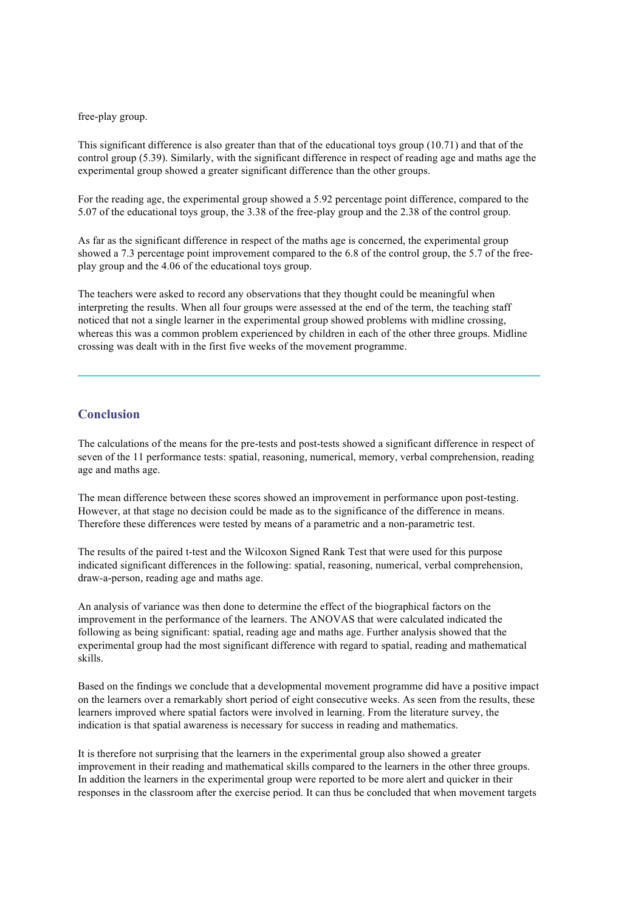free-play group.

This significant difference is also greater than that of the educational toys group (10.71) and that of the control group (5.39). Similarly, with the significant difference in respect of reading age and maths age the experimental group showed a greater significant difference than the other groups.

For the reading age, the experimental group showed a 5.92 percentage point difference, compared to the 5.07 of the educational toys group, the 3.38 of the free-play group and the 2.38 of the control group.

As far as the significant difference in respect of the maths age is concerned, the experimental group showed a 7.3 percentage point improvement compared to the 6.8 of the control group, the 5.7 of the free-play group and the 4.06 of the educational toys group.

The teachers were asked to record any observations that they thought could be meaningful when interpreting the results. When all four groups were assessed at the end of the term, the teaching staff noticed that not a single learner in the experimental group showed problems with midline crossing, whereas this was a common problem experienced by children in each of the other three groups. Midline crossing was dealt with in the first five weeks of the movement programme.

---

## Conclusion

The calculations of the means for the pre-tests and post-tests showed a significant difference in respect of seven of the 11 performance tests: spatial, reasoning, numerical, memory, verbal comprehension, reading age and maths age.

The mean difference between these scores showed an improvement in performance upon post-testing. However, at that stage no decision could be made as to the significance of the difference in means. Therefore these differences were tested by means of a parametric and a non-parametric test.

The results of the paired t-test and the Wilcoxon Signed Rank Test that were used for this purpose indicated significant differences in the following: spatial, reasoning, numerical, verbal comprehension, draw-a-person, reading age and maths age.

An analysis of variance was then done to determine the effect of the biographical factors on the improvement in the performance of the learners. The ANOVAS that were calculated indicated the following as being significant: spatial, reading age and maths age. Further analysis showed that the experimental group had the most significant difference with regard to spatial, reading and mathematical skills.

Based on the findings we conclude that a developmental movement programme did have a positive impact on the learners over a remarkably short period of eight consecutive weeks. As seen from the results, these learners improved where spatial factors were involved in learning. From the literature survey, the indication is that spatial awareness is necessary for success in reading and mathematics.

It is therefore not surprising that the learners in the experimental group also showed a greater improvement in their reading and mathematical skills compared to the learners in the other three groups. In addition the learners in the experimental group were reported to be more alert and quicker in their responses in the classroom after the exercise period. It can thus be concluded that when movement targets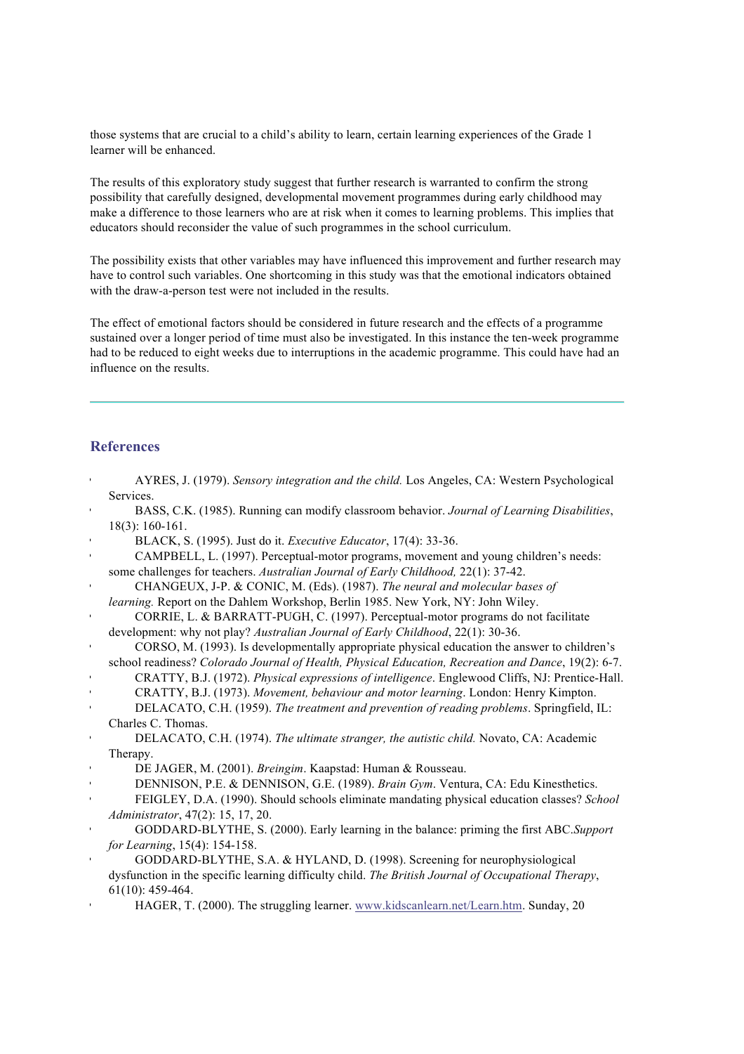those systems that are crucial to a child's ability to learn, certain learning experiences of the Grade 1 learner will be enhanced.

The results of this exploratory study suggest that further research is warranted to confirm the strong possibility that carefully designed, developmental movement programmes during early childhood may make a difference to those learners who are at risk when it comes to learning problems. This implies that educators should reconsider the value of such programmes in the school curriculum.

The possibility exists that other variables may have influenced this improvement and further research may have to control such variables. One shortcoming in this study was that the emotional indicators obtained with the draw-a-person test were not included in the results.

The effect of emotional factors should be considered in future research and the effects of a programme sustained over a longer period of time must also be investigated. In this instance the ten-week programme had to be reduced to eight weeks due to interruptions in the academic programme. This could have had an influence on the results.

---

## References

- AYRES, J. (1979). *Sensory integration and the child.* Los Angeles, CA: Western Psychological Services.
- BASS, C.K. (1985). Running can modify classroom behavior. *Journal of Learning Disabilities*, 18(3): 160-161.
- BLACK, S. (1995). Just do it. *Executive Educator*, 17(4): 33-36.
- CAMPBELL, L. (1997). Perceptual-motor programs, movement and young children's needs: some challenges for teachers. *Australian Journal of Early Childhood,* 22(1): 37-42.
- CHANGEUX, J-P. & CONIC, M. (Eds). (1987). *The neural and molecular bases of learning.* Report on the Dahlem Workshop, Berlin 1985. New York, NY: John Wiley.
- CORRIE, L. & BARRATT-PUGH, C. (1997). Perceptual-motor programs do not facilitate development: why not play? *Australian Journal of Early Childhood*, 22(1): 30-36.
- CORSO, M. (1993). Is developmentally appropriate physical education the answer to children's school readiness? *Colorado Journal of Health, Physical Education, Recreation and Dance*, 19(2): 6-7.
- CRATTY, B.J. (1972). *Physical expressions of intelligence*. Englewood Cliffs, NJ: Prentice-Hall.
- CRATTY, B.J. (1973). *Movement, behaviour and motor learning*. London: Henry Kimpton.
- DELACATO, C.H. (1959). *The treatment and prevention of reading problems*. Springfield, IL: Charles C. Thomas.
- DELACATO, C.H. (1974). *The ultimate stranger, the autistic child.* Novato, CA: Academic Therapy.
- DE JAGER, M. (2001). *Breingim*. Kaapstad: Human & Rousseau.
- DENNISON, P.E. & DENNISON, G.E. (1989). *Brain Gym*. Ventura, CA: Edu Kinesthetics.
- FEIGLEY, D.A. (1990). Should schools eliminate mandating physical education classes? *School Administrator*, 47(2): 15, 17, 20.
- GODDARD-BLYTHE, S. (2000). Early learning in the balance: priming the first ABC. *Support for Learning*, 15(4): 154-158.
- GODDARD-BLYTHE, S.A. & HYLAND, D. (1998). Screening for neurophysiological dysfunction in the specific learning difficulty child. *The British Journal of Occupational Therapy*, 61(10): 459-464.
- HAGER, T. (2000). The struggling learner. www.kidscanlearn.net/Learn.htm. Sunday, 20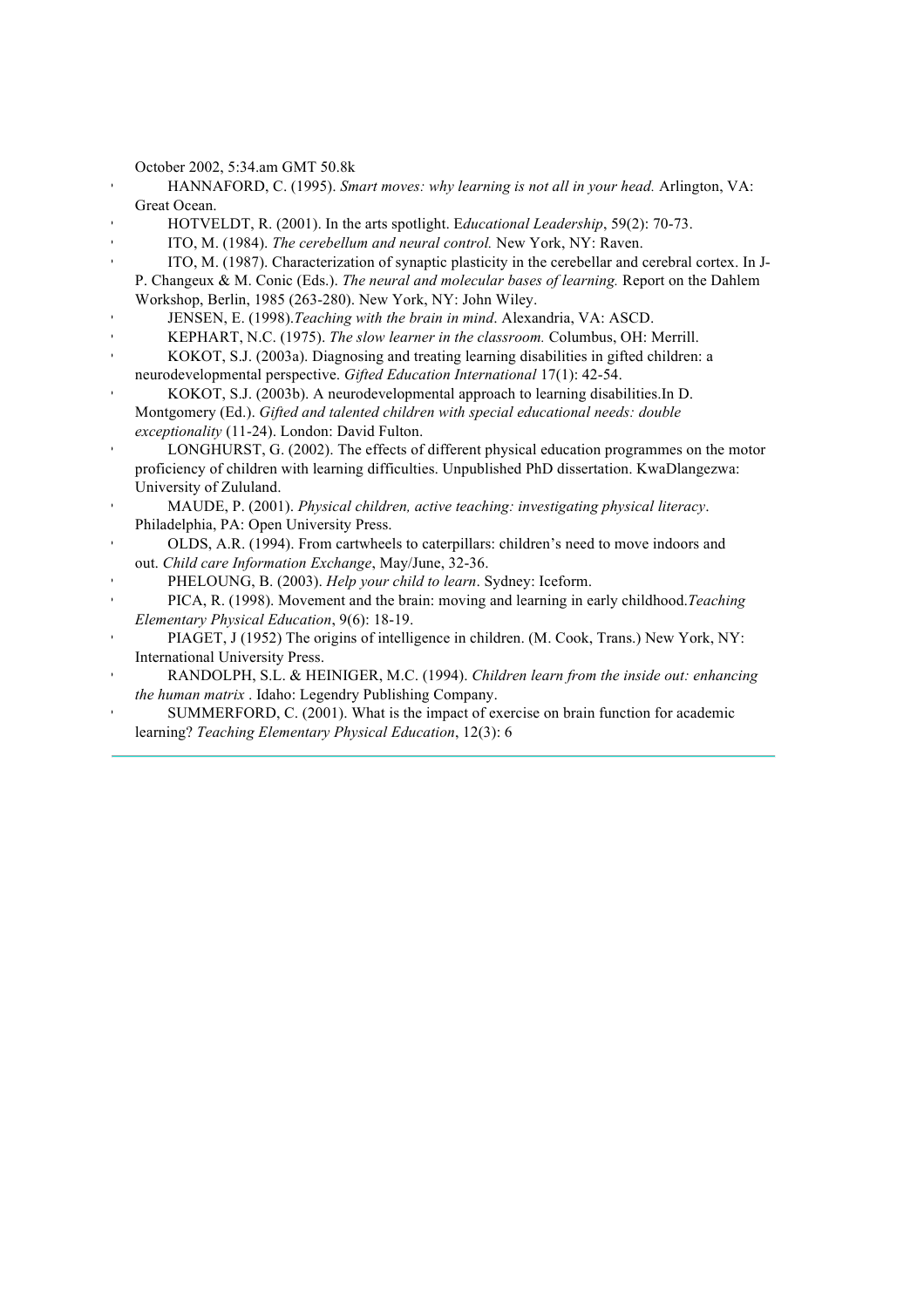October 2002, 5:34.am GMT 50.8k

- HANNAFORD, C. (1995). *Smart moves: why learning is not all in your head.* Arlington, VA: Great Ocean.
- HOTVELDT, R. (2001). In the arts spotlight. E*ducational Leadership*, 59(2): 70-73.
- ITO, M. (1984). *The cerebellum and neural control.* New York, NY: Raven.
- ITO, M. (1987). Characterization of synaptic plasticity in the cerebellar and cerebral cortex. In J-P. Changeux & M. Conic (Eds.). *The neural and molecular bases of learning.* Report on the Dahlem Workshop, Berlin, 1985 (263-280). New York, NY: John Wiley.
- JENSEN, E. (1998).*Teaching with the brain in mind*. Alexandria, VA: ASCD.
- KEPHART, N.C. (1975). *The slow learner in the classroom.* Columbus, OH: Merrill.
- KOKOT, S.J. (2003a). Diagnosing and treating learning disabilities in gifted children: a neurodevelopmental perspective. *Gifted Education International* 17(1): 42-54.
- KOKOT, S.J. (2003b). A neurodevelopmental approach to learning disabilities.In D. Montgomery (Ed.). *Gifted and talented children with special educational needs: double exceptionality* (11-24). London: David Fulton.
- LONGHURST, G. (2002). The effects of different physical education programmes on the motor proficiency of children with learning difficulties. Unpublished PhD dissertation. KwaDlangezwa: University of Zululand.
- MAUDE, P. (2001). *Physical children, active teaching: investigating physical literacy*. Philadelphia, PA: Open University Press.
- OLDS, A.R. (1994). From cartwheels to caterpillars: children's need to move indoors and out. *Child care Information Exchange*, May/June, 32-36.
- PHELOUNG, B. (2003). *Help your child to learn*. Sydney: Iceform.
- PICA, R. (1998). Movement and the brain: moving and learning in early childhood.*Teaching Elementary Physical Education*, 9(6): 18-19.
- PIAGET, J (1952) The origins of intelligence in children. (M. Cook, Trans.) New York, NY: International University Press.
- RANDOLPH, S.L. & HEINIGER, M.C. (1994). *Children learn from the inside out: enhancing the human matrix* . Idaho: Legendry Publishing Company.
- SUMMERFORD, C. (2001). What is the impact of exercise on brain function for academic learning? *Teaching Elementary Physical Education*, 12(3): 6